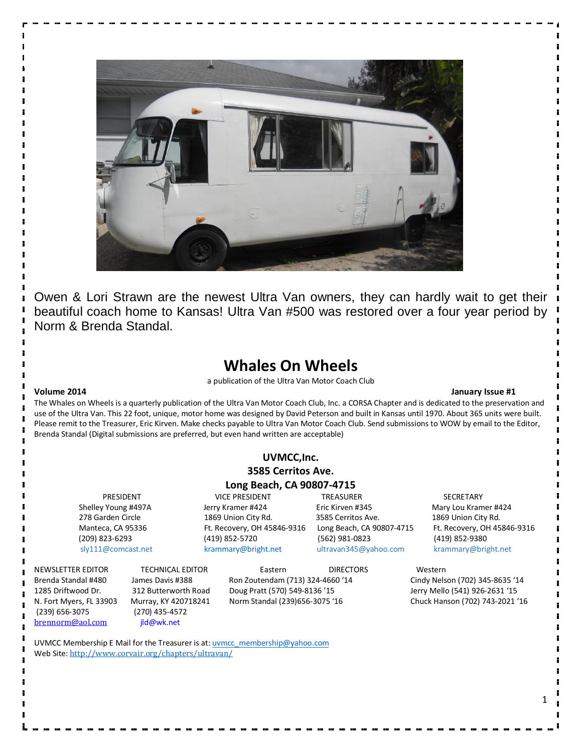Owen & Lori Strawn are the newest Ultra Van owners, they can hardly wait to get their beautiful coach home to Kansas! Ultra Van #500 was restored over a four year period by Norm & Brenda Standal.

# Whales On Wheels

a publication of the Ultra Van Motor Coach Club

**Volume 2014** **January Issue #1**

The Whales on Wheels is a quarterly publication of the Ultra Van Motor Coach Club, Inc. a CORSA Chapter and is dedicated to the preservation and use of the Ultra Van. This 22 foot, unique, motor home was designed by David Peterson and built in Kansas until 1970. About 365 units were built. Please remit to the Treasurer, Eric Kirven. Make checks payable to Ultra Van Motor Coach Club. Send submissions to WOW by email to the Editor, Brenda Standal (Digital submissions are preferred, but even hand written are acceptable)

**UVMCC,Inc.**
**3585 Cerritos Ave.**
**Long Beach, CA 90807-4715**

| PRESIDENT | VICE PRESIDENT | TREASURER | SECRETARY |
|---|---|---|---|
| Shelley Young #497A | Jerry Kramer #424 | Eric Kirven #345 | Mary Lou Kramer #424 |
| 278 Garden Circle | 1869 Union City Rd. | 3585 Cerritos Ave. | 1869 Union City Rd. |
| Manteca, CA 95336 | Ft. Recovery, OH 45846-9316 | Long Beach, CA 90807-4715 | Ft. Recovery, OH 45846-9316 |
| (209) 823-6293 | (419) 852-5720 | (562) 981-0823 | (419) 852-9380 |
| sly111@comcast.net | krammary@bright.net | ultravan345@yahoo.com | krammary@bright.net |

| NEWSLETTER EDITOR | TECHNICAL EDITOR | DIRECTORS – Eastern | DIRECTORS – Western |
|---|---|---|---|
| Brenda Standal #480 | James Davis #388 | Ron Zoutendam (713) 324-4660 '14 | Cindy Nelson (702) 345-8635 '14 |
| 1285 Driftwood Dr. | 312 Butterworth Road | Doug Pratt (570) 549-8136 '15 | Jerry Mello (541) 926-2631 '15 |
| N. Fort Myers, FL 33903 | Murray, KY 420718241 | Norm Standal (239)656-3075 '16 | Chuck Hanson (702) 743-2021 '16 |
| (239) 656-3075 | (270) 435-4572 | | |
| brennorm@aol.com | jld@wk.net | | |

UVMCC Membership E Mail for the Treasurer is at: uvmcc_membership@yahoo.com
Web Site: http://www.corvair.org/chapters/ultravan/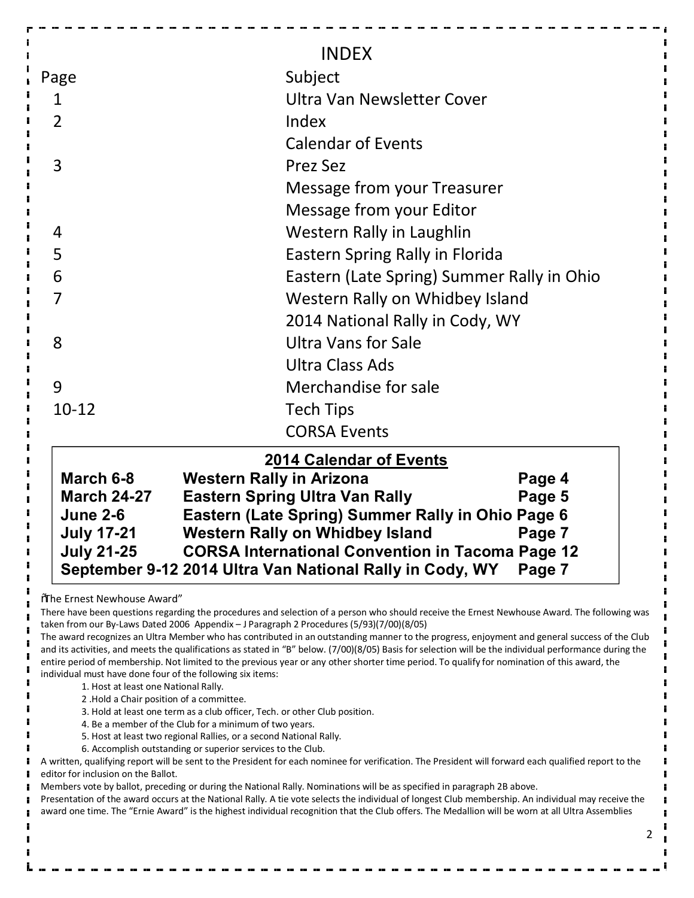# INDEX

| Page | Subject |
|---|---|
| 1 | Ultra Van Newsletter Cover |
| 2 | Index |
| | Calendar of Events |
| 3 | Prez Sez |
| | Message from your Treasurer |
| | Message from your Editor |
| 4 | Western Rally in Laughlin |
| 5 | Eastern Spring Rally in Florida |
| 6 | Eastern (Late Spring) Summer Rally in Ohio |
| 7 | Western Rally on Whidbey Island |
| | 2014 National Rally in Cody, WY |
| 8 | Ultra Vans for Sale |
| | Ultra Class Ads |
| 9 | Merchandise for sale |
| 10-12 | Tech Tips |
| | CORSA Events |

## 2014 Calendar of Events

| | | |
|---|---|---|
| **March 6-8** | **Western Rally in Arizona** | **Page 4** |
| **March 24-27** | **Eastern Spring Ultra Van Rally** | **Page 5** |
| **June 2-6** | **Eastern (Late Spring) Summer Rally in Ohio** | **Page 6** |
| **July 17-21** | **Western Rally on Whidbey Island** | **Page 7** |
| **July 21-25** | **CORSA International Convention in Tacoma** | **Page 12** |
| **September 9-12** | **2014 Ultra Van National Rally in Cody, WY** | **Page 7** |

"The Ernest Newhouse Award"

There have been questions regarding the procedures and selection of a person who should receive the Ernest Newhouse Award. The following was taken from our By-Laws Dated 2006 Appendix – J Paragraph 2 Procedures (5/93)(7/00)(8/05)

The award recognizes an Ultra Member who has contributed in an outstanding manner to the progress, enjoyment and general success of the Club and its activities, and meets the qualifications as stated in "B" below. (7/00)(8/05) Basis for selection will be the individual performance during the entire period of membership. Not limited to the previous year or any other shorter time period. To qualify for nomination of this award, the individual must have done four of the following six items:

1. Host at least one National Rally.
2. Hold a Chair position of a committee.
3. Hold at least one term as a club officer, Tech. or other Club position.
4. Be a member of the Club for a minimum of two years.
5. Host at least two regional Rallies, or a second National Rally.
6. Accomplish outstanding or superior services to the Club.

A written, qualifying report will be sent to the President for each nominee for verification. The President will forward each qualified report to the editor for inclusion on the Ballot.

Members vote by ballot, preceding or during the National Rally. Nominations will be as specified in paragraph 2B above.

Presentation of the award occurs at the National Rally. A tie vote selects the individual of longest Club membership. An individual may receive the award one time. The "Ernie Award" is the highest individual recognition that the Club offers. The Medallion will be worn at all Ultra Assemblies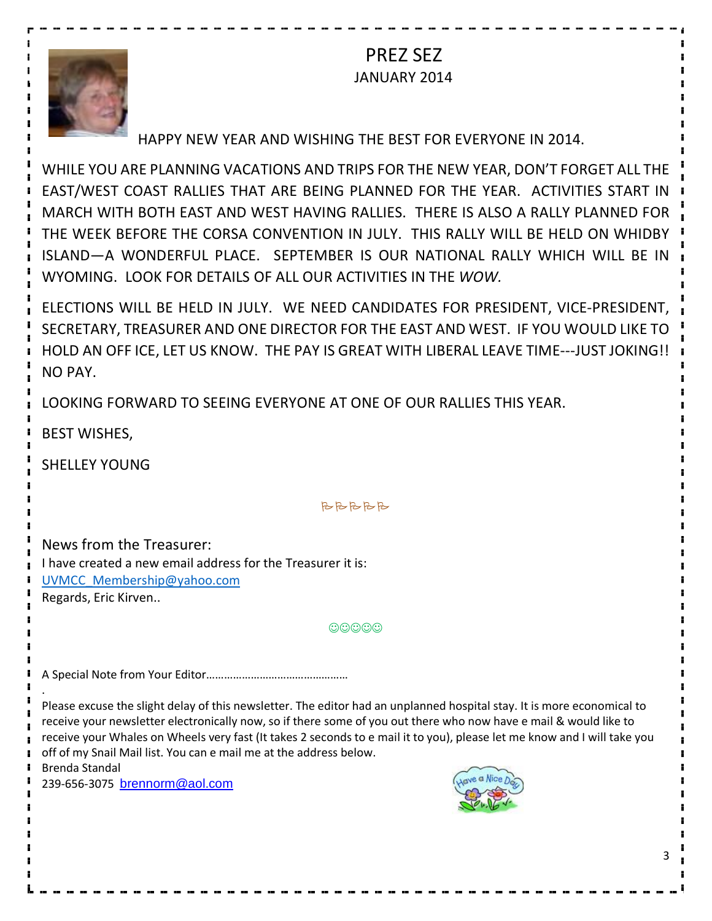# PREZ SEZ

## JANUARY 2014

HAPPY NEW YEAR AND WISHING THE BEST FOR EVERYONE IN 2014.

WHILE YOU ARE PLANNING VACATIONS AND TRIPS FOR THE NEW YEAR, DON'T FORGET ALL THE EAST/WEST COAST RALLIES THAT ARE BEING PLANNED FOR THE YEAR. ACTIVITIES START IN MARCH WITH BOTH EAST AND WEST HAVING RALLIES. THERE IS ALSO A RALLY PLANNED FOR THE WEEK BEFORE THE CORSA CONVENTION IN JULY. THIS RALLY WILL BE HELD ON WHIDBY ISLAND—A WONDERFUL PLACE. SEPTEMBER IS OUR NATIONAL RALLY WHICH WILL BE IN WYOMING. LOOK FOR DETAILS OF ALL OUR ACTIVITIES IN THE *WOW.*

ELECTIONS WILL BE HELD IN JULY. WE NEED CANDIDATES FOR PRESIDENT, VICE-PRESIDENT, SECRETARY, TREASURER AND ONE DIRECTOR FOR THE EAST AND WEST. IF YOU WOULD LIKE TO HOLD AN OFF ICE, LET US KNOW. THE PAY IS GREAT WITH LIBERAL LEAVE TIME---JUST JOKING!! NO PAY.

LOOKING FORWARD TO SEEING EVERYONE AT ONE OF OUR RALLIES THIS YEAR.

BEST WISHES,

SHELLEY YOUNG

---

News from the Treasurer:

I have created a new email address for the Treasurer it is:
UVMCC_Membership@yahoo.com
Regards, Eric Kirven..

☺☺☺☺☺

A Special Note from Your Editor…………………………………………

Please excuse the slight delay of this newsletter. The editor had an unplanned hospital stay. It is more economical to receive your newsletter electronically now, so if there some of you out there who now have e mail & would like to receive your Whales on Wheels very fast (It takes 2 seconds to e mail it to you), please let me know and I will take you off of my Snail Mail list. You can e mail me at the address below.

Brenda Standal
239-656-3075 brennorm@aol.com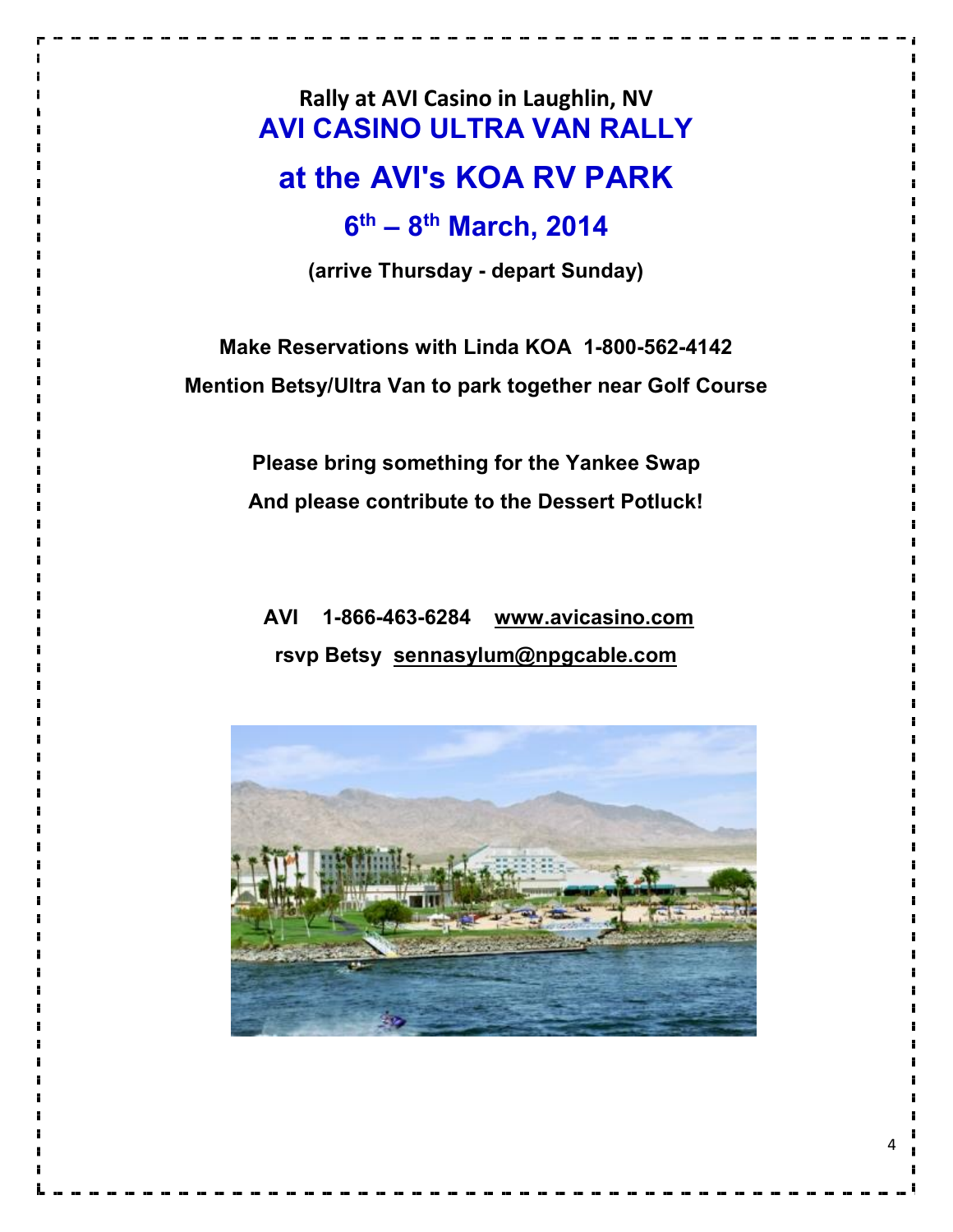**Rally at AVI Casino in Laughlin, NV**

# AVI CASINO ULTRA VAN RALLY

# at the AVI's KOA RV PARK

## 6th – 8th March, 2014

**(arrive Thursday - depart Sunday)**

**Make Reservations with Linda KOA 1-800-562-4142**

**Mention Betsy/Ultra Van to park together near Golf Course**

**Please bring something for the Yankee Swap**

**And please contribute to the Dessert Potluck!**

**AVI 1-866-463-6284 www.avicasino.com**

**rsvp Betsy sennasylum@npgcable.com**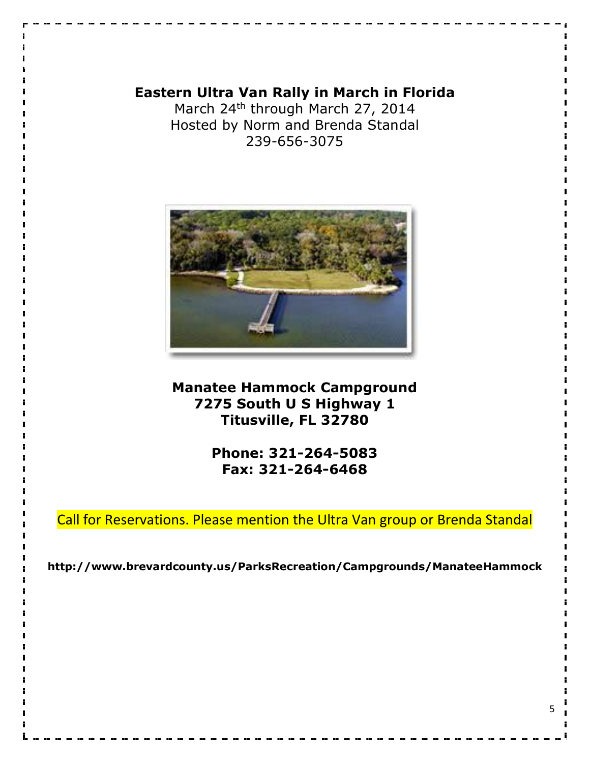# Eastern Ultra Van Rally in March in Florida

March 24th through March 27, 2014
Hosted by Norm and Brenda Standal
239-656-3075

**Manatee Hammock Campground**
**7275 South U S Highway 1**
**Titusville, FL 32780**

**Phone: 321-264-5083**
**Fax: 321-264-6468**

Call for Reservations. Please mention the Ultra Van group or Brenda Standal

**http://www.brevardcounty.us/ParksRecreation/Campgrounds/ManateeHammock**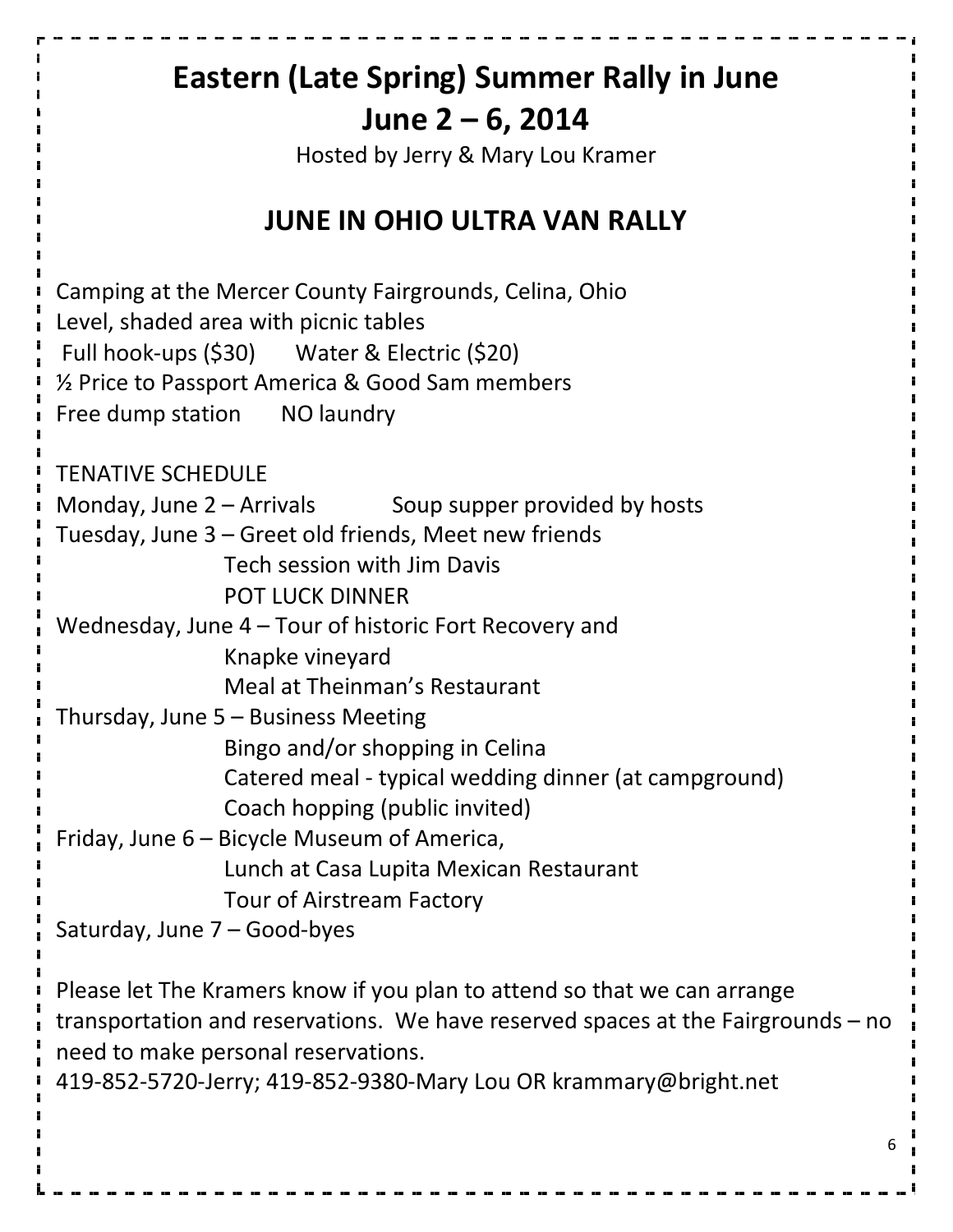# Eastern (Late Spring) Summer Rally in June

# June 2 – 6, 2014

Hosted by Jerry & Mary Lou Kramer

## JUNE IN OHIO ULTRA VAN RALLY

Camping at the Mercer County Fairgrounds, Celina, Ohio
Level, shaded area with picnic tables
Full hook-ups ($30)    Water & Electric ($20)
½ Price to Passport America & Good Sam members
Free dump station    NO laundry

TENATIVE SCHEDULE

Monday, June 2 – Arrivals    Soup supper provided by hosts
Tuesday, June 3 – Greet old friends, Meet new friends
    Tech session with Jim Davis
    POT LUCK DINNER
Wednesday, June 4 – Tour of historic Fort Recovery and
    Knapke vineyard
    Meal at Theinman's Restaurant
Thursday, June 5 – Business Meeting
    Bingo and/or shopping in Celina
    Catered meal - typical wedding dinner (at campground)
    Coach hopping (public invited)
Friday, June 6 – Bicycle Museum of America,
    Lunch at Casa Lupita Mexican Restaurant
    Tour of Airstream Factory
Saturday, June 7 – Good-byes

Please let The Kramers know if you plan to attend so that we can arrange transportation and reservations. We have reserved spaces at the Fairgrounds – no need to make personal reservations.
419-852-5720-Jerry; 419-852-9380-Mary Lou OR krammary@bright.net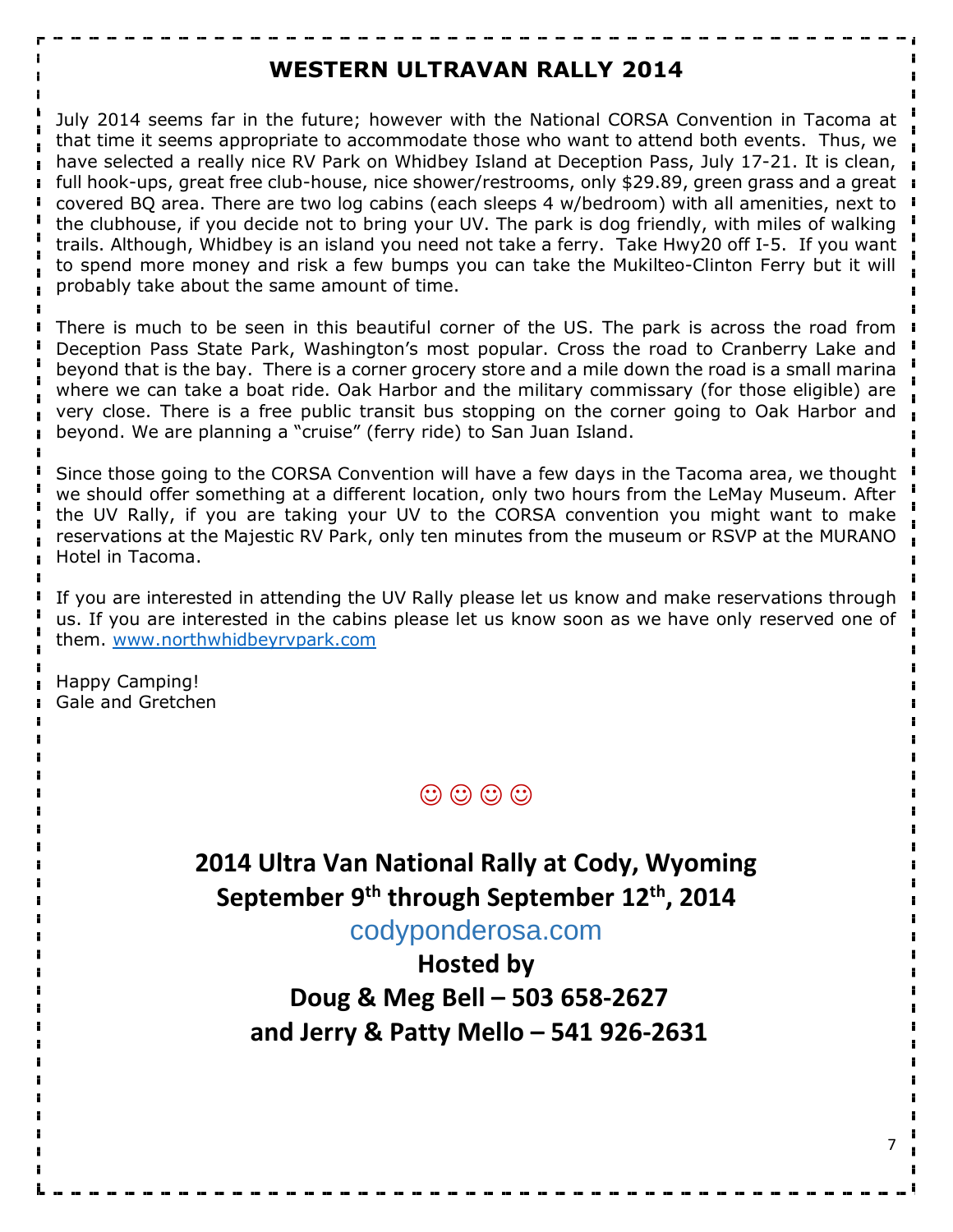# WESTERN ULTRAVAN RALLY 2014

July 2014 seems far in the future; however with the National CORSA Convention in Tacoma at that time it seems appropriate to accommodate those who want to attend both events. Thus, we have selected a really nice RV Park on Whidbey Island at Deception Pass, July 17-21. It is clean, full hook-ups, great free club-house, nice shower/restrooms, only $29.89, green grass and a great covered BQ area. There are two log cabins (each sleeps 4 w/bedroom) with all amenities, next to the clubhouse, if you decide not to bring your UV. The park is dog friendly, with miles of walking trails. Although, Whidbey is an island you need not take a ferry. Take Hwy20 off I-5. If you want to spend more money and risk a few bumps you can take the Mukilteo-Clinton Ferry but it will probably take about the same amount of time.

There is much to be seen in this beautiful corner of the US. The park is across the road from Deception Pass State Park, Washington's most popular. Cross the road to Cranberry Lake and beyond that is the bay. There is a corner grocery store and a mile down the road is a small marina where we can take a boat ride. Oak Harbor and the military commissary (for those eligible) are very close. There is a free public transit bus stopping on the corner going to Oak Harbor and beyond. We are planning a "cruise" (ferry ride) to San Juan Island.

Since those going to the CORSA Convention will have a few days in the Tacoma area, we thought we should offer something at a different location, only two hours from the LeMay Museum. After the UV Rally, if you are taking your UV to the CORSA convention you might want to make reservations at the Majestic RV Park, only ten minutes from the museum or RSVP at the MURANO Hotel in Tacoma.

If you are interested in attending the UV Rally please let us know and make reservations through us. If you are interested in the cabins please let us know soon as we have only reserved one of them. www.northwhidbeyrvpark.com

Happy Camping!
Gale and Gretchen

☺ ☺ ☺ ☺

## 2014 Ultra Van National Rally at Cody, Wyoming

**September 9th through September 12th, 2014**

codyponderosa.com

**Hosted by**

**Doug & Meg Bell – 503 658-2627**

**and Jerry & Patty Mello – 541 926-2631**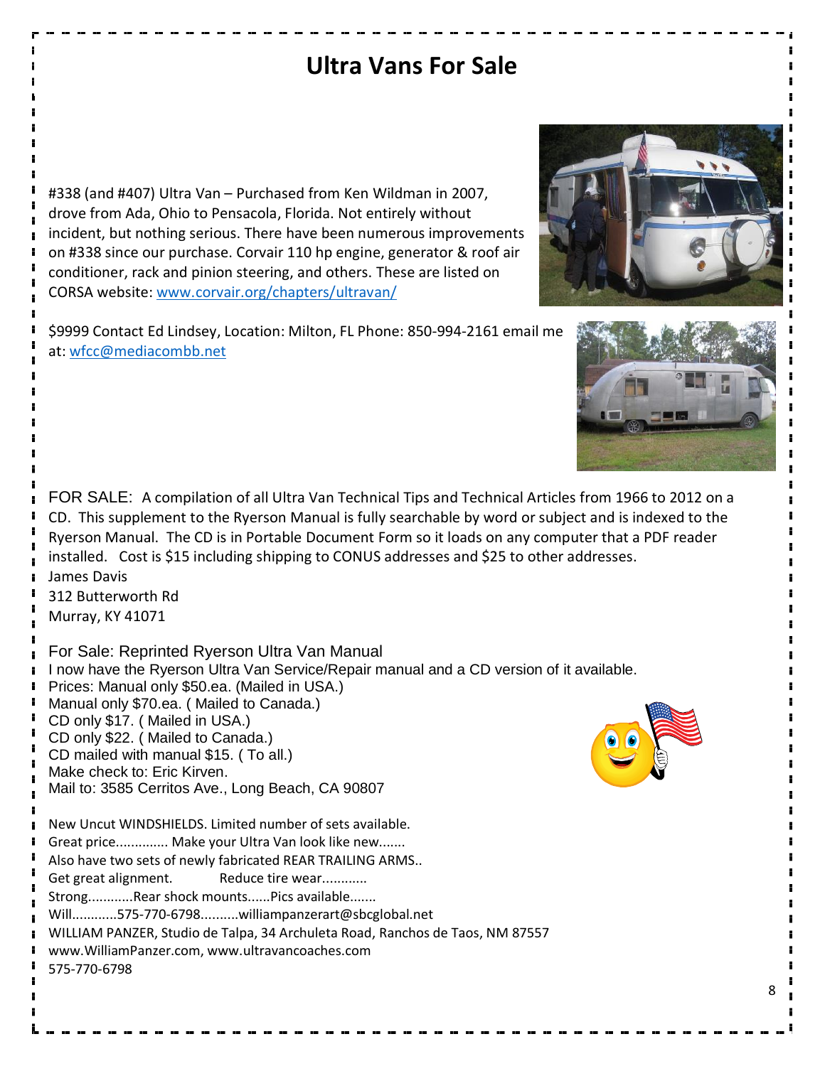# Ultra Vans For Sale

#338 (and #407) Ultra Van – Purchased from Ken Wildman in 2007, drove from Ada, Ohio to Pensacola, Florida. Not entirely without incident, but nothing serious. There have been numerous improvements on #338 since our purchase. Corvair 110 hp engine, generator & roof air conditioner, rack and pinion steering, and others. These are listed on CORSA website: www.corvair.org/chapters/ultravan/

$9999 Contact Ed Lindsey, Location: Milton, FL Phone: 850-994-2161 email me at: wfcc@mediacombb.net

FOR SALE: A compilation of all Ultra Van Technical Tips and Technical Articles from 1966 to 2012 on a CD. This supplement to the Ryerson Manual is fully searchable by word or subject and is indexed to the Ryerson Manual. The CD is in Portable Document Form so it loads on any computer that a PDF reader installed. Cost is $15 including shipping to CONUS addresses and $25 to other addresses.
James Davis
312 Butterworth Rd
Murray, KY 41071

For Sale: Reprinted Ryerson Ultra Van Manual
I now have the Ryerson Ultra Van Service/Repair manual and a CD version of it available.
Prices: Manual only $50.ea. (Mailed in USA.)
Manual only $70.ea. ( Mailed to Canada.)
CD only $17. ( Mailed in USA.)
CD only $22. ( Mailed to Canada.)
CD mailed with manual $15. ( To all.)
Make check to: Eric Kirven.
Mail to: 3585 Cerritos Ave., Long Beach, CA 90807

New Uncut WINDSHIELDS. Limited number of sets available.
Great price.............. Make your Ultra Van look like new.......
Also have two sets of newly fabricated REAR TRAILING ARMS..
Get great alignment. Reduce tire wear............
Strong............Rear shock mounts......Pics available.......
Will............575-770-6798..........williampanzerart@sbcglobal.net
WILLIAM PANZER, Studio de Talpa, 34 Archuleta Road, Ranchos de Taos, NM 87557
www.WilliamPanzer.com, www.ultravancoaches.com
575-770-6798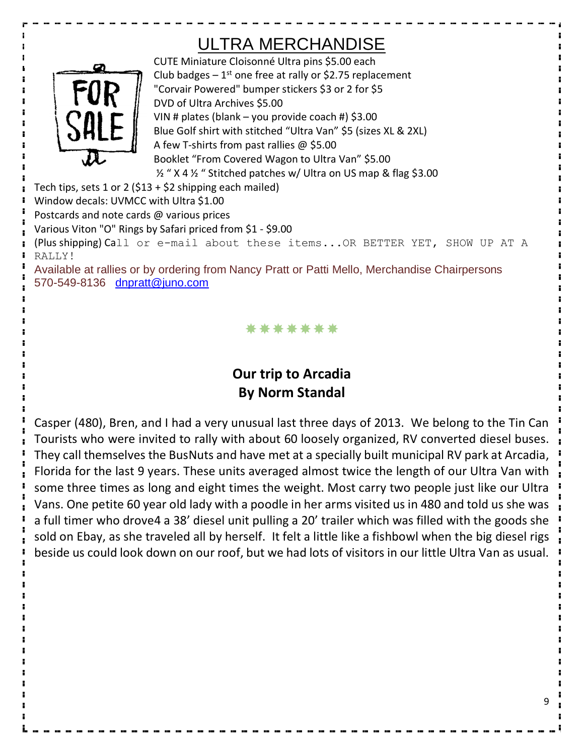# ULTRA MERCHANDISE

CUTE Miniature Cloisonné Ultra pins $5.00 each
Club badges – 1st one free at rally or $2.75 replacement
"Corvair Powered" bumper stickers $3 or 2 for $5
DVD of Ultra Archives $5.00
VIN # plates (blank – you provide coach #) $3.00
Blue Golf shirt with stitched "Ultra Van" $5 (sizes XL & 2XL)
A few T-shirts from past rallies @ $5.00
Booklet "From Covered Wagon to Ultra Van" $5.00
½ " X 4 ½ " Stitched patches w/ Ultra on US map & flag $3.00
Tech tips, sets 1 or 2 ($13 + $2 shipping each mailed)
Window decals: UVMCC with Ultra $1.00
Postcards and note cards @ various prices
Various Viton "O" Rings by Safari priced from $1 - $9.00
(Plus shipping) Call or e-mail about these items...OR BETTER YET, SHOW UP AT A RALLY!

Available at rallies or by ordering from Nancy Pratt or Patti Mello, Merchandise Chairpersons
570-549-8136 dnpratt@juno.com

\*\*\*\*\*\*\*

## Our trip to Arcadia
### By Norm Standal

Casper (480), Bren, and I had a very unusual last three days of 2013. We belong to the Tin Can Tourists who were invited to rally with about 60 loosely organized, RV converted diesel buses. They call themselves the BusNuts and have met at a specially built municipal RV park at Arcadia, Florida for the last 9 years. These units averaged almost twice the length of our Ultra Van with some three times as long and eight times the weight. Most carry two people just like our Ultra Vans. One petite 60 year old lady with a poodle in her arms visited us in 480 and told us she was a full timer who drove4 a 38' diesel unit pulling a 20' trailer which was filled with the goods she sold on Ebay, as she traveled all by herself. It felt a little like a fishbowl when the big diesel rigs beside us could look down on our roof, but we had lots of visitors in our little Ultra Van as usual.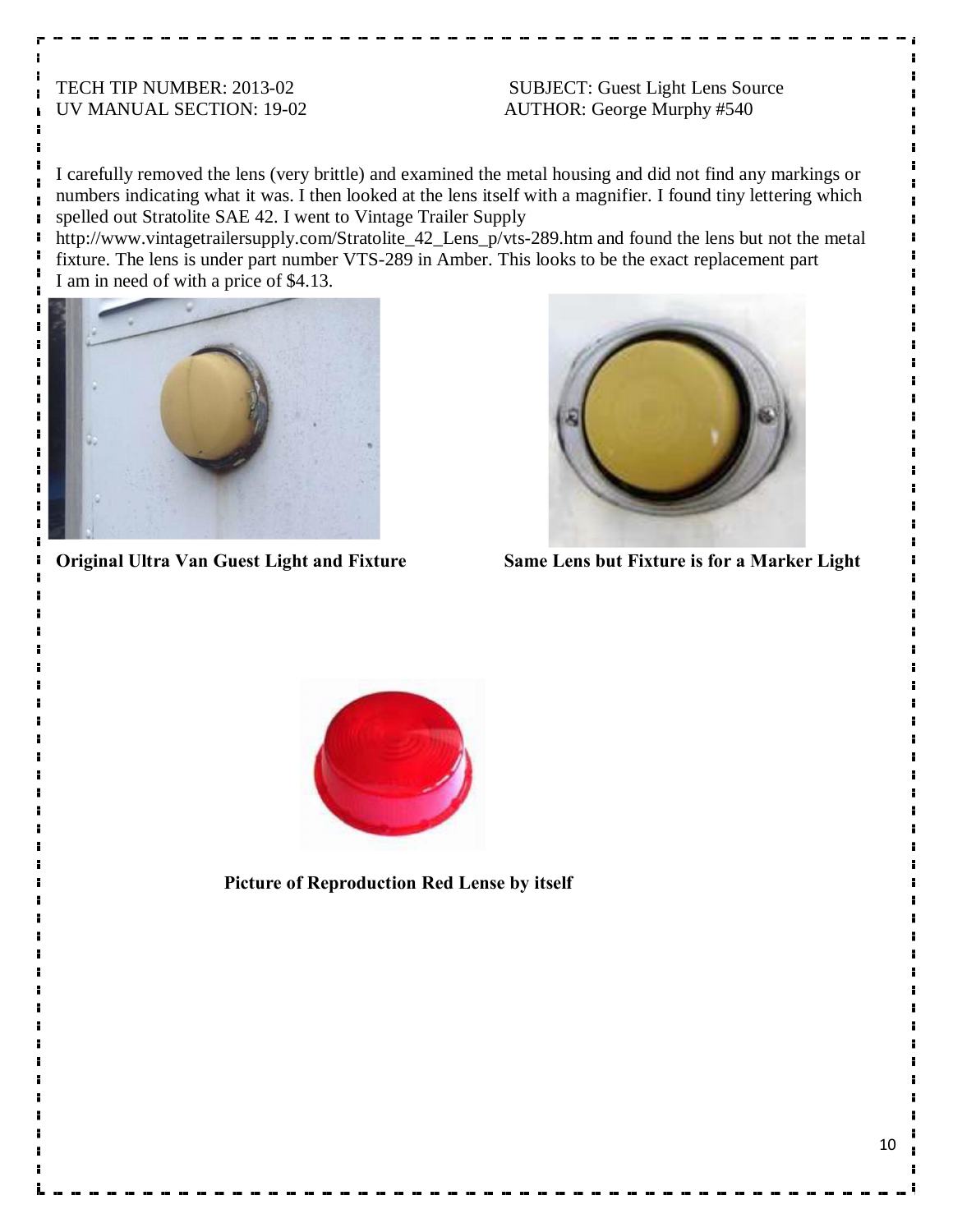TECH TIP NUMBER: 2013-02 SUBJECT: Guest Light Lens Source
UV MANUAL SECTION: 19-02 AUTHOR: George Murphy #540

I carefully removed the lens (very brittle) and examined the metal housing and did not find any markings or numbers indicating what it was. I then looked at the lens itself with a magnifier. I found tiny lettering which spelled out Stratolite SAE 42. I went to Vintage Trailer Supply http://www.vintagetrailersupply.com/Stratolite_42_Lens_p/vts-289.htm and found the lens but not the metal fixture. The lens is under part number VTS-289 in Amber. This looks to be the exact replacement part I am in need of with a price of $4.13.

**Original Ultra Van Guest Light and Fixture**

**Same Lens but Fixture is for a Marker Light**

**Picture of Reproduction Red Lense by itself**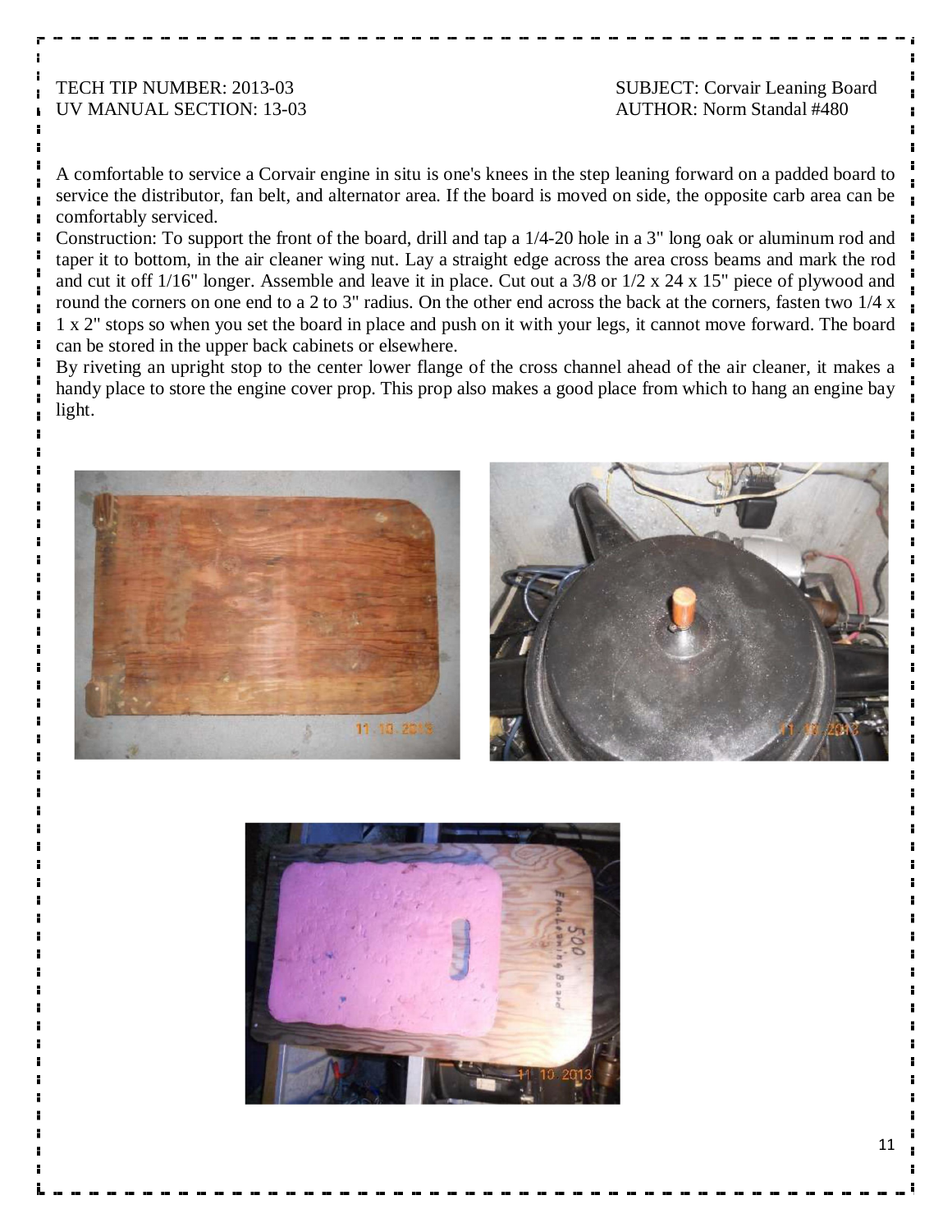TECH TIP NUMBER: 2013-03 SUBJECT: Corvair Leaning Board
UV MANUAL SECTION: 13-03 AUTHOR: Norm Standal #480

A comfortable to service a Corvair engine in situ is one's knees in the step leaning forward on a padded board to service the distributor, fan belt, and alternator area. If the board is moved on side, the opposite carb area can be comfortably serviced.

Construction: To support the front of the board, drill and tap a 1/4-20 hole in a 3" long oak or aluminum rod and taper it to bottom, in the air cleaner wing nut. Lay a straight edge across the area cross beams and mark the rod and cut it off 1/16" longer. Assemble and leave it in place. Cut out a 3/8 or 1/2 x 24 x 15" piece of plywood and round the corners on one end to a 2 to 3" radius. On the other end across the back at the corners, fasten two 1/4 x 1 x 2" stops so when you set the board in place and push on it with your legs, it cannot move forward. The board can be stored in the upper back cabinets or elsewhere.

By riveting an upright stop to the center lower flange of the cross channel ahead of the air cleaner, it makes a handy place to store the engine cover prop. This prop also makes a good place from which to hang an engine bay light.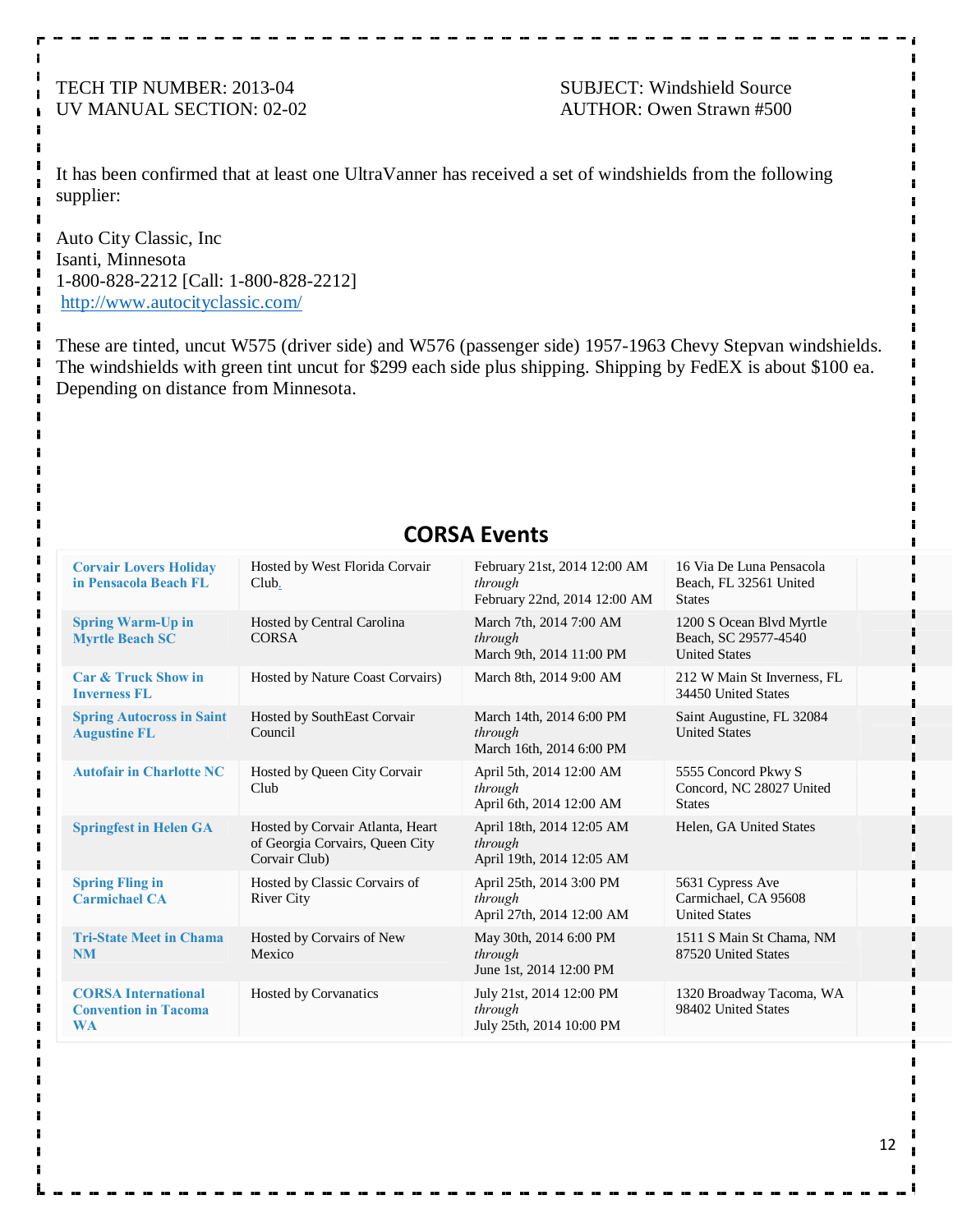TECH TIP NUMBER: 2013-04
UV MANUAL SECTION: 02-02

SUBJECT: Windshield Source
AUTHOR: Owen Strawn #500

It has been confirmed that at least one UltraVanner has received a set of windshields from the following supplier:

Auto City Classic, Inc
Isanti, Minnesota
1-800-828-2212 [Call: 1-800-828-2212]
http://www.autocityclassic.com/

These are tinted, uncut W575 (driver side) and W576 (passenger side) 1957-1963 Chevy Stepvan windshields. The windshields with green tint uncut for $299 each side plus shipping. Shipping by FedEX is about $100 ea. Depending on distance from Minnesota.

## CORSA Events

| | | | |
|---|---|---|---|
| **Corvair Lovers Holiday in Pensacola Beach FL** | Hosted by West Florida Corvair Club. | February 21st, 2014 12:00 AM *through* February 22nd, 2014 12:00 AM | 16 Via De Luna Pensacola Beach, FL 32561 United States |
| **Spring Warm-Up in Myrtle Beach SC** | Hosted by Central Carolina CORSA | March 7th, 2014 7:00 AM *through* March 9th, 2014 11:00 PM | 1200 S Ocean Blvd Myrtle Beach, SC 29577-4540 United States |
| **Car & Truck Show in Inverness FL** | Hosted by Nature Coast Corvairs) | March 8th, 2014 9:00 AM | 212 W Main St Inverness, FL 34450 United States |
| **Spring Autocross in Saint Augustine FL** | Hosted by SouthEast Corvair Council | March 14th, 2014 6:00 PM *through* March 16th, 2014 6:00 PM | Saint Augustine, FL 32084 United States |
| **Autofair in Charlotte NC** | Hosted by Queen City Corvair Club | April 5th, 2014 12:00 AM *through* April 6th, 2014 12:00 AM | 5555 Concord Pkwy S Concord, NC 28027 United States |
| **Springfest in Helen GA** | Hosted by Corvair Atlanta, Heart of Georgia Corvairs, Queen City Corvair Club) | April 18th, 2014 12:05 AM *through* April 19th, 2014 12:05 AM | Helen, GA United States |
| **Spring Fling in Carmichael CA** | Hosted by Classic Corvairs of River City | April 25th, 2014 3:00 PM *through* April 27th, 2014 12:00 AM | 5631 Cypress Ave Carmichael, CA 95608 United States |
| **Tri-State Meet in Chama NM** | Hosted by Corvairs of New Mexico | May 30th, 2014 6:00 PM *through* June 1st, 2014 12:00 PM | 1511 S Main St Chama, NM 87520 United States |
| **CORSA International Convention in Tacoma WA** | Hosted by Corvanatics | July 21st, 2014 12:00 PM *through* July 25th, 2014 10:00 PM | 1320 Broadway Tacoma, WA 98402 United States |